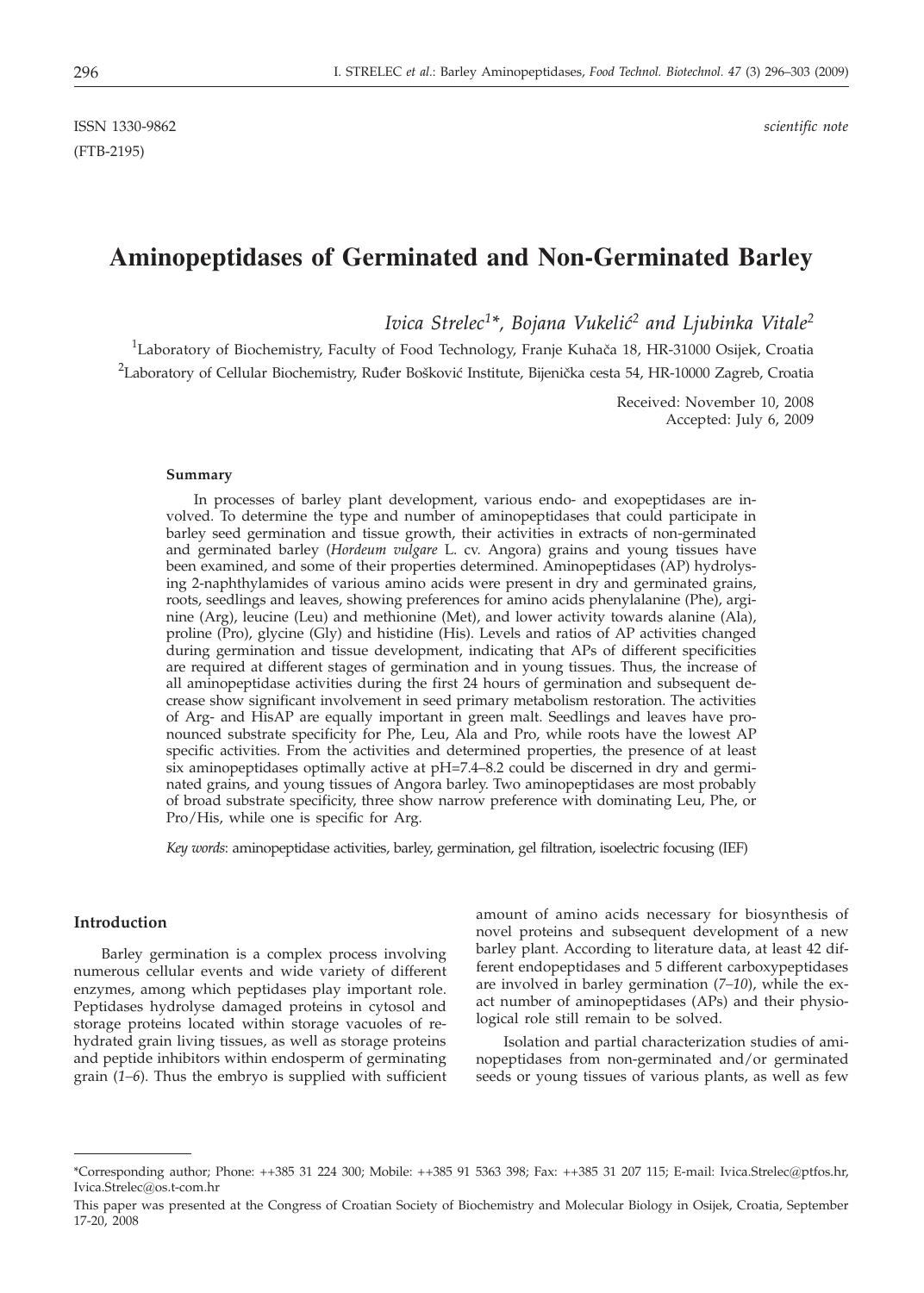ISSN 1330-9862 *scientific note*

(FTB-2195)

# Aminopeptidases of Germinated and Non-Germinated Barley

*Ivica Strelec*[1]\*, *Bojana Vukelić*[2] *and Ljubinka Vitale*[2]

[1]Laboratory of Biochemistry, Faculty of Food Technology, Franje Kuhača 18, HR-31000 Osijek, Croatia

[2]Laboratory of Cellular Biochemistry, Ruđer Bošković Institute, Bijenička cesta 54, HR-10000 Zagreb, Croatia

Received: November 10, 2008
Accepted: July 6, 2009

### Summary

In processes of barley plant development, various endo- and exopeptidases are involved. To determine the type and number of aminopeptidases that could participate in barley seed germination and tissue growth, their activities in extracts of non-germinated and germinated barley (*Hordeum vulgare* L. cv. Angora) grains and young tissues have been examined, and some of their properties determined. Aminopeptidases (AP) hydrolysing 2-naphthylamides of various amino acids were present in dry and germinated grains, roots, seedlings and leaves, showing preferences for amino acids phenylalanine (Phe), arginine (Arg), leucine (Leu) and methionine (Met), and lower activity towards alanine (Ala), proline (Pro), glycine (Gly) and histidine (His). Levels and ratios of AP activities changed during germination and tissue development, indicating that APs of different specificities are required at different stages of germination and in young tissues. Thus, the increase of all aminopeptidase activities during the first 24 hours of germination and subsequent decrease show significant involvement in seed primary metabolism restoration. The activities of Arg- and HisAP are equally important in green malt. Seedlings and leaves have pronounced substrate specificity for Phe, Leu, Ala and Pro, while roots have the lowest AP specific activities. From the activities and determined properties, the presence of at least six aminopeptidases optimally active at pH=7.4–8.2 could be discerned in dry and germinated grains, and young tissues of Angora barley. Two aminopeptidases are most probably of broad substrate specificity, three show narrow preference with dominating Leu, Phe, or Pro/His, while one is specific for Arg.

*Key words*: aminopeptidase activities, barley, germination, gel filtration, isoelectric focusing (IEF)

### Introduction

Barley germination is a complex process involving numerous cellular events and wide variety of different enzymes, among which peptidases play important role. Peptidases hydrolyse damaged proteins in cytosol and storage proteins located within storage vacuoles of rehydrated grain living tissues, as well as storage proteins and peptide inhibitors within endosperm of germinating grain (*1–6*). Thus the embryo is supplied with sufficient amount of amino acids necessary for biosynthesis of novel proteins and subsequent development of a new barley plant. According to literature data, at least 42 different endopeptidases and 5 different carboxypeptidases are involved in barley germination (*7–10*), while the exact number of aminopeptidases (APs) and their physiological role still remain to be solved.

Isolation and partial characterization studies of aminopeptidases from non-germinated and/or germinated seeds or young tissues of various plants, as well as few

---

\*Corresponding author; Phone: ++385 31 224 300; Mobile: ++385 91 5363 398; Fax: ++385 31 207 115; E-mail: Ivica.Strelec@ptfos.hr, Ivica.Strelec@os.t-com.hr

This paper was presented at the Congress of Croatian Society of Biochemistry and Molecular Biology in Osijek, Croatia, September 17-20, 2008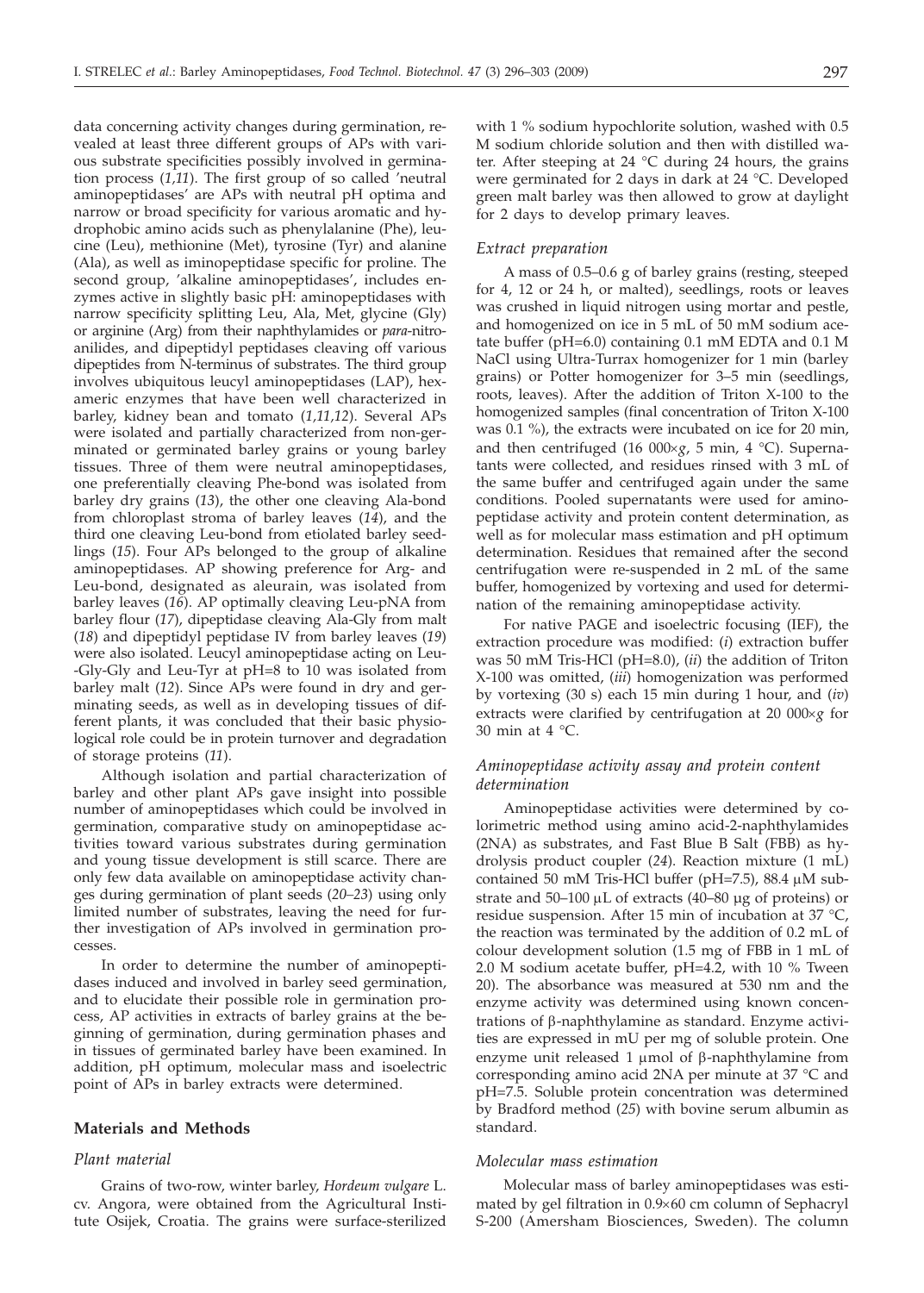data concerning activity changes during germination, revealed at least three different groups of APs with various substrate specificities possibly involved in germination process (*1,11*). The first group of so called 'neutral aminopeptidases' are APs with neutral pH optima and narrow or broad specificity for various aromatic and hydrophobic amino acids such as phenylalanine (Phe), leucine (Leu), methionine (Met), tyrosine (Tyr) and alanine (Ala), as well as iminopeptidase specific for proline. The second group, 'alkaline aminopeptidases', includes enzymes active in slightly basic pH: aminopeptidases with narrow specificity splitting Leu, Ala, Met, glycine (Gly) or arginine (Arg) from their naphthylamides or *para*-nitroanilides, and dipeptidyl peptidases cleaving off various dipeptides from N-terminus of substrates. The third group involves ubiquitous leucyl aminopeptidases (LAP), hexameric enzymes that have been well characterized in barley, kidney bean and tomato (*1,11,12*). Several APs were isolated and partially characterized from non-germinated or germinated barley grains or young barley tissues. Three of them were neutral aminopeptidases, one preferentially cleaving Phe-bond was isolated from barley dry grains (*13*), the other one cleaving Ala-bond from chloroplast stroma of barley leaves (*14*), and the third one cleaving Leu-bond from etiolated barley seedlings (*15*). Four APs belonged to the group of alkaline aminopeptidases. AP showing preference for Arg- and Leu-bond, designated as aleurain, was isolated from barley leaves (*16*). AP optimally cleaving Leu-pNA from barley flour (*17*), dipeptidase cleaving Ala-Gly from malt (*18*) and dipeptidyl peptidase IV from barley leaves (*19*) were also isolated. Leucyl aminopeptidase acting on Leu-Gly-Gly and Leu-Tyr at pH=8 to 10 was isolated from barley malt (*12*). Since APs were found in dry and germinating seeds, as well as in developing tissues of different plants, it was concluded that their basic physiological role could be in protein turnover and degradation of storage proteins (*11*).

Although isolation and partial characterization of barley and other plant APs gave insight into possible number of aminopeptidases which could be involved in germination, comparative study on aminopeptidase activities toward various substrates during germination and young tissue development is still scarce. There are only few data available on aminopeptidase activity changes during germination of plant seeds (*20–23*) using only limited number of substrates, leaving the need for further investigation of APs involved in germination processes.

In order to determine the number of aminopeptidases induced and involved in barley seed germination, and to elucidate their possible role in germination process, AP activities in extracts of barley grains at the beginning of germination, during germination phases and in tissues of germinated barley have been examined. In addition, pH optimum, molecular mass and isoelectric point of APs in barley extracts were determined.

## Materials and Methods

### Plant material

Grains of two-row, winter barley, *Hordeum vulgare* L. cv. Angora, were obtained from the Agricultural Institute Osijek, Croatia. The grains were surface-sterilized with 1 % sodium hypochlorite solution, washed with 0.5 M sodium chloride solution and then with distilled water. After steeping at 24 °C during 24 hours, the grains were germinated for 2 days in dark at 24 °C. Developed green malt barley was then allowed to grow at daylight for 2 days to develop primary leaves.

### Extract preparation

A mass of 0.5–0.6 g of barley grains (resting, steeped for 4, 12 or 24 h, or malted), seedlings, roots or leaves was crushed in liquid nitrogen using mortar and pestle, and homogenized on ice in 5 mL of 50 mM sodium acetate buffer (pH=6.0) containing 0.1 mM EDTA and 0.1 M NaCl using Ultra-Turrax homogenizer for 1 min (barley grains) or Potter homogenizer for 3–5 min (seedlings, roots, leaves). After the addition of Triton X-100 to the homogenized samples (final concentration of Triton X-100 was 0.1 %), the extracts were incubated on ice for 20 min, and then centrifuged (16 000×*g*, 5 min, 4 °C). Supernatants were collected, and residues rinsed with 3 mL of the same buffer and centrifuged again under the same conditions. Pooled supernatants were used for aminopeptidase activity and protein content determination, as well as for molecular mass estimation and pH optimum determination. Residues that remained after the second centrifugation were re-suspended in 2 mL of the same buffer, homogenized by vortexing and used for determination of the remaining aminopeptidase activity.

For native PAGE and isoelectric focusing (IEF), the extraction procedure was modified: (*i*) extraction buffer was 50 mM Tris-HCl (pH=8.0), (*ii*) the addition of Triton X-100 was omitted, (*iii*) homogenization was performed by vortexing (30 s) each 15 min during 1 hour, and (*iv*) extracts were clarified by centrifugation at 20 000×*g* for 30 min at 4 °C.

### Aminopeptidase activity assay and protein content determination

Aminopeptidase activities were determined by colorimetric method using amino acid-2-naphthylamides (2NA) as substrates, and Fast Blue B Salt (FBB) as hydrolysis product coupler (*24*). Reaction mixture (1 mL) contained 50 mM Tris-HCl buffer (pH=7.5), 88.4 μM substrate and 50–100 μL of extracts (40–80 μg of proteins) or residue suspension. After 15 min of incubation at 37 °C, the reaction was terminated by the addition of 0.2 mL of colour development solution (1.5 mg of FBB in 1 mL of 2.0 M sodium acetate buffer, pH=4.2, with 10 % Tween 20). The absorbance was measured at 530 nm and the enzyme activity was determined using known concentrations of β-naphthylamine as standard. Enzyme activities are expressed in mU per mg of soluble protein. One enzyme unit released 1 μmol of β-naphthylamine from corresponding amino acid 2NA per minute at 37 °C and pH=7.5. Soluble protein concentration was determined by Bradford method (*25*) with bovine serum albumin as standard.

### Molecular mass estimation

Molecular mass of barley aminopeptidases was estimated by gel filtration in 0.9×60 cm column of Sephacryl S-200 (Amersham Biosciences, Sweden). The column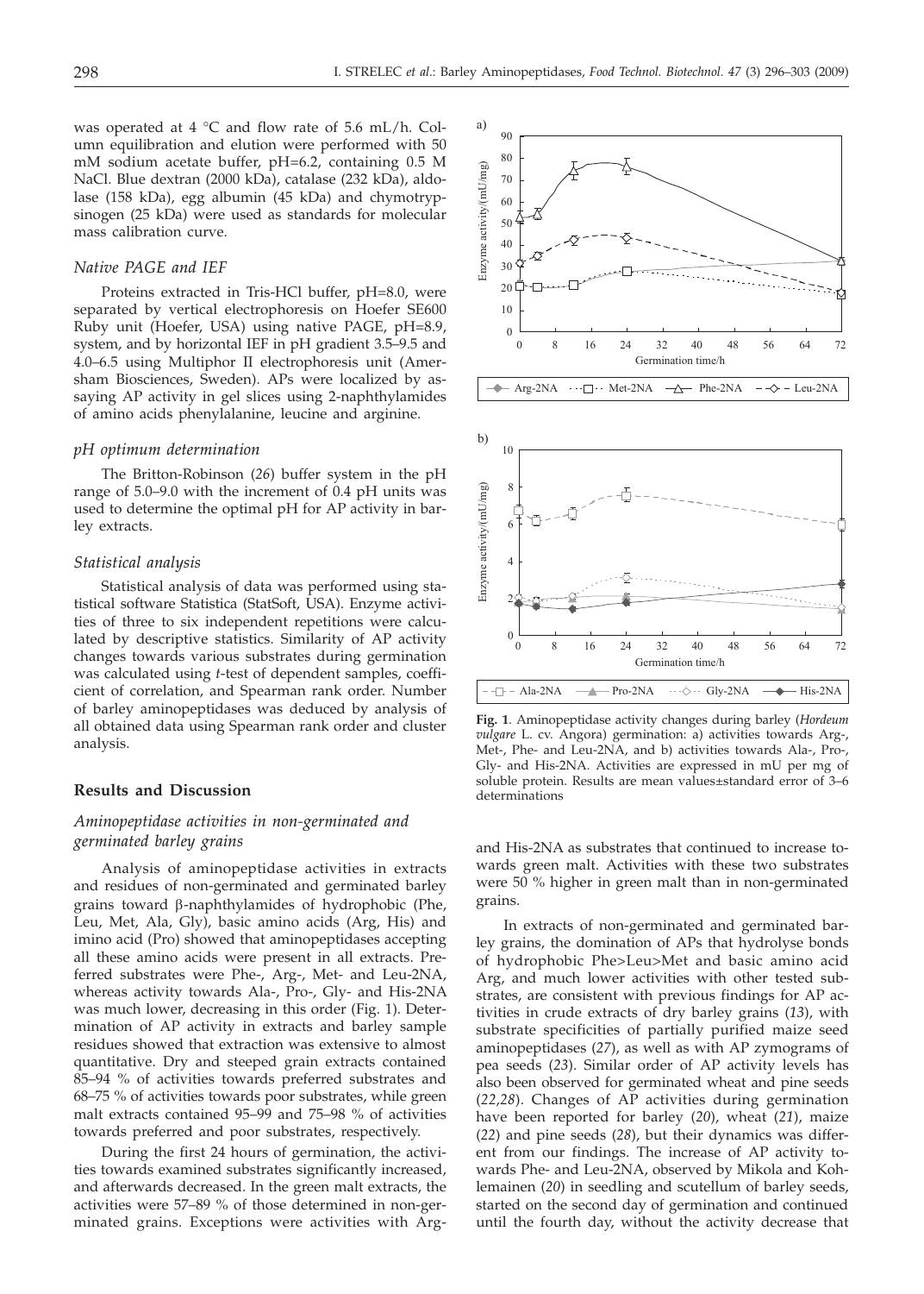was operated at 4 °C and flow rate of 5.6 mL/h. Column equilibration and elution were performed with 50 mM sodium acetate buffer, pH=6.2, containing 0.5 M NaCl. Blue dextran (2000 kDa), catalase (232 kDa), aldolase (158 kDa), egg albumin (45 kDa) and chymotrypsinogen (25 kDa) were used as standards for molecular mass calibration curve.

### *Native PAGE and IEF*

Proteins extracted in Tris-HCl buffer, pH=8.0, were separated by vertical electrophoresis on Hoefer SE600 Ruby unit (Hoefer, USA) using native PAGE, pH=8.9, system, and by horizontal IEF in pH gradient 3.5–9.5 and 4.0–6.5 using Multiphor II electrophoresis unit (Amersham Biosciences, Sweden). APs were localized by assaying AP activity in gel slices using 2-naphthylamides of amino acids phenylalanine, leucine and arginine.

### *pH optimum determination*

The Britton-Robinson (*26*) buffer system in the pH range of 5.0–9.0 with the increment of 0.4 pH units was used to determine the optimal pH for AP activity in barley extracts.

### *Statistical analysis*

Statistical analysis of data was performed using statistical software Statistica (StatSoft, USA). Enzyme activities of three to six independent repetitions were calculated by descriptive statistics. Similarity of AP activity changes towards various substrates during germination was calculated using *t*-test of dependent samples, coefficient of correlation, and Spearman rank order. Number of barley aminopeptidases was deduced by analysis of all obtained data using Spearman rank order and cluster analysis.

## Results and Discussion

### *Aminopeptidase activities in non-germinated and germinated barley grains*

Analysis of aminopeptidase activities in extracts and residues of non-germinated and germinated barley grains toward β-naphthylamides of hydrophobic (Phe, Leu, Met, Ala, Gly), basic amino acids (Arg, His) and imino acid (Pro) showed that aminopeptidases accepting all these amino acids were present in all extracts. Preferred substrates were Phe-, Arg-, Met- and Leu-2NA, whereas activity towards Ala-, Pro-, Gly- and His-2NA was much lower, decreasing in this order (Fig. 1). Determination of AP activity in extracts and barley sample residues showed that extraction was extensive to almost quantitative. Dry and steeped grain extracts contained 85–94 % of activities towards preferred substrates and 68–75 % of activities towards poor substrates, while green malt extracts contained 95–99 and 75–98 % of activities towards preferred and poor substrates, respectively.

During the first 24 hours of germination, the activities towards examined substrates significantly increased, and afterwards decreased. In the green malt extracts, the activities were 57–89 % of those determined in non-germinated grains. Exceptions were activities with Arg- and His-2NA as substrates that continued to increase towards green malt. Activities with these two substrates were 50 % higher in green malt than in non-germinated grains.

**Fig. 1**. Aminopeptidase activity changes during barley (*Hordeum vulgare* L. cv. Angora) germination: a) activities towards Arg-, Met-, Phe- and Leu-2NA, and b) activities towards Ala-, Pro-, Gly- and His-2NA. Activities are expressed in mU per mg of soluble protein. Results are mean values±standard error of 3–6 determinations

In extracts of non-germinated and germinated barley grains, the domination of APs that hydrolyse bonds of hydrophobic Phe>Leu>Met and basic amino acid Arg, and much lower activities with other tested substrates, are consistent with previous findings for AP activities in crude extracts of dry barley grains (*13*), with substrate specificities of partially purified maize seed aminopeptidases (*27*), as well as with AP zymograms of pea seeds (*23*). Similar order of AP activity levels has also been observed for germinated wheat and pine seeds (*22,28*). Changes of AP activities during germination have been reported for barley (*20*), wheat (*21*), maize (*22*) and pine seeds (*28*), but their dynamics was different from our findings. The increase of AP activity towards Phe- and Leu-2NA, observed by Mikola and Kohlemainen (*20*) in seedling and scutellum of barley seeds, started on the second day of germination and continued until the fourth day, without the activity decrease that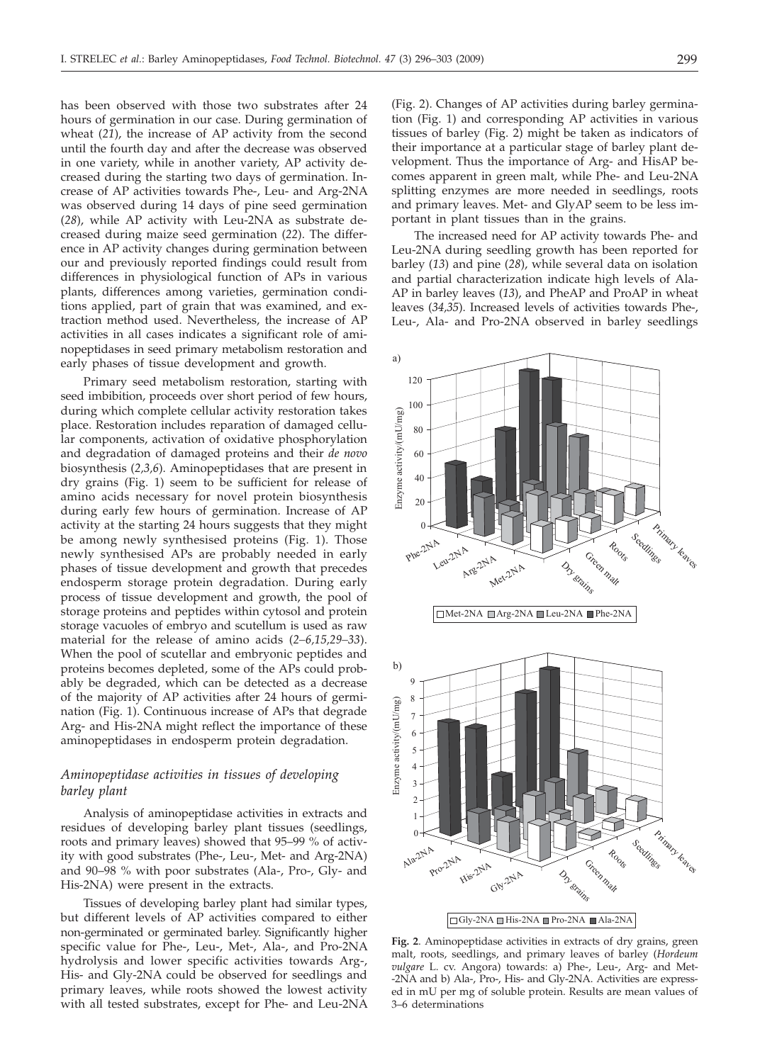has been observed with those two substrates after 24 hours of germination in our case. During germination of wheat (*21*), the increase of AP activity from the second until the fourth day and after the decrease was observed in one variety, while in another variety, AP activity decreased during the starting two days of germination. Increase of AP activities towards Phe-, Leu- and Arg-2NA was observed during 14 days of pine seed germination (*28*), while AP activity with Leu-2NA as substrate decreased during maize seed germination (*22*). The difference in AP activity changes during germination between our and previously reported findings could result from differences in physiological function of APs in various plants, differences among varieties, germination conditions applied, part of grain that was examined, and extraction method used. Nevertheless, the increase of AP activities in all cases indicates a significant role of aminopeptidases in seed primary metabolism restoration and early phases of tissue development and growth.

Primary seed metabolism restoration, starting with seed imbibition, proceeds over short period of few hours, during which complete cellular activity restoration takes place. Restoration includes reparation of damaged cellular components, activation of oxidative phosphorylation and degradation of damaged proteins and their *de novo* biosynthesis (*2,3,6*). Aminopeptidases that are present in dry grains (Fig. 1) seem to be sufficient for release of amino acids necessary for novel protein biosynthesis during early few hours of germination. Increase of AP activity at the starting 24 hours suggests that they might be among newly synthesised proteins (Fig. 1). Those newly synthesised APs are probably needed in early phases of tissue development and growth that precedes endosperm storage protein degradation. During early process of tissue development and growth, the pool of storage proteins and peptides within cytosol and protein storage vacuoles of embryo and scutellum is used as raw material for the release of amino acids (*2–6,15,29–33*). When the pool of scutellar and embryonic peptides and proteins becomes depleted, some of the APs could probably be degraded, which can be detected as a decrease of the majority of AP activities after 24 hours of germination (Fig. 1). Continuous increase of APs that degrade Arg- and His-2NA might reflect the importance of these aminopeptidases in endosperm protein degradation.

## *Aminopeptidase activities in tissues of developing barley plant*

Analysis of aminopeptidase activities in extracts and residues of developing barley plant tissues (seedlings, roots and primary leaves) showed that 95–99 % of activity with good substrates (Phe-, Leu-, Met- and Arg-2NA) and 90–98 % with poor substrates (Ala-, Pro-, Gly- and His-2NA) were present in the extracts.

Tissues of developing barley plant had similar types, but different levels of AP activities compared to either non-germinated or germinated barley. Significantly higher specific value for Phe-, Leu-, Met-, Ala-, and Pro-2NA hydrolysis and lower specific activities towards Arg-, His- and Gly-2NA could be observed for seedlings and primary leaves, while roots showed the lowest activity with all tested substrates, except for Phe- and Leu-2NA (Fig. 2). Changes of AP activities during barley germination (Fig. 1) and corresponding AP activities in various tissues of barley (Fig. 2) might be taken as indicators of their importance at a particular stage of barley plant development. Thus the importance of Arg- and HisAP becomes apparent in green malt, while Phe- and Leu-2NA splitting enzymes are more needed in seedlings, roots and primary leaves. Met- and GlyAP seem to be less important in plant tissues than in the grains.

The increased need for AP activity towards Phe- and Leu-2NA during seedling growth has been reported for barley (*13*) and pine (*28*), while several data on isolation and partial characterization indicate high levels of AlaAP in barley leaves (*13*), and PheAP and ProAP in wheat leaves (*34,35*). Increased levels of activities towards Phe-, Leu-, Ala- and Pro-2NA observed in barley seedlings

**Fig. 2**. Aminopeptidase activities in extracts of dry grains, green malt, roots, seedlings, and primary leaves of barley (*Hordeum vulgare* L. cv. Angora) towards: a) Phe-, Leu-, Arg- and Met-2NA and b) Ala-, Pro-, His- and Gly-2NA. Activities are expressed in mU per mg of soluble protein. Results are mean values of 3–6 determinations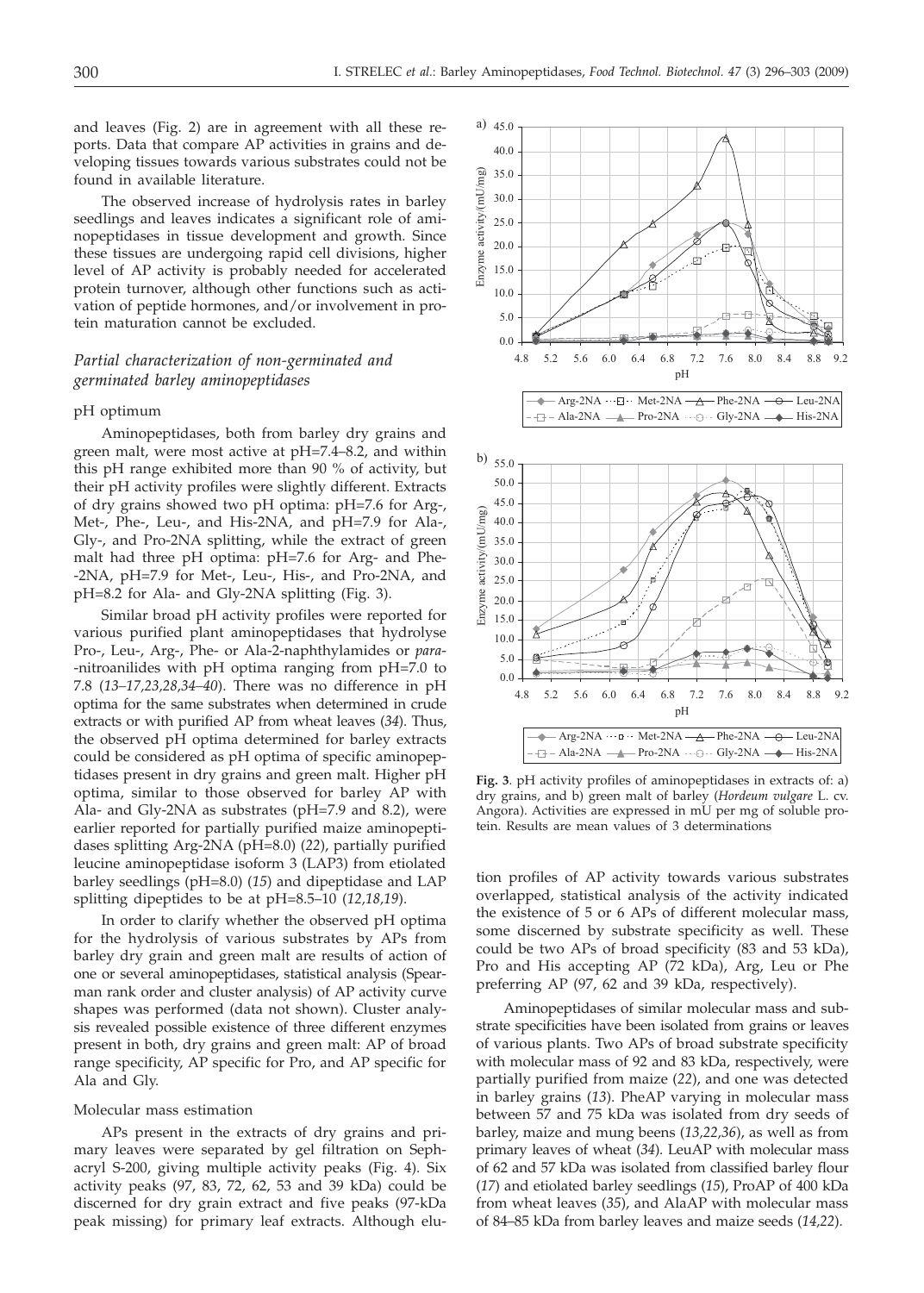and leaves (Fig. 2) are in agreement with all these reports. Data that compare AP activities in grains and developing tissues towards various substrates could not be found in available literature.

The observed increase of hydrolysis rates in barley seedlings and leaves indicates a significant role of aminopeptidases in tissue development and growth. Since these tissues are undergoing rapid cell divisions, higher level of AP activity is probably needed for accelerated protein turnover, although other functions such as activation of peptide hormones, and/or involvement in protein maturation cannot be excluded.

### *Partial characterization of non-germinated and germinated barley aminopeptidases*

#### pH optimum

Aminopeptidases, both from barley dry grains and green malt, were most active at pH=7.4–8.2, and within this pH range exhibited more than 90 % of activity, but their pH activity profiles were slightly different. Extracts of dry grains showed two pH optima: pH=7.6 for Arg-, Met-, Phe-, Leu-, and His-2NA, and pH=7.9 for Ala-, Gly-, and Pro-2NA splitting, while the extract of green malt had three pH optima: pH=7.6 for Arg- and Phe-2NA, pH=7.9 for Met-, Leu-, His-, and Pro-2NA, and pH=8.2 for Ala- and Gly-2NA splitting (Fig. 3).

Similar broad pH activity profiles were reported for various purified plant aminopeptidases that hydrolyse Pro-, Leu-, Arg-, Phe- or Ala-2-naphthylamides or *para*-nitroanilides with pH optima ranging from pH=7.0 to 7.8 (*13–17,23,28,34–40*). There was no difference in pH optima for the same substrates when determined in crude extracts or with purified AP from wheat leaves (*34*). Thus, the observed pH optima determined for barley extracts could be considered as pH optima of specific aminopeptidases present in dry grains and green malt. Higher pH optima, similar to those observed for barley AP with Ala- and Gly-2NA as substrates (pH=7.9 and 8.2), were earlier reported for partially purified maize aminopeptidases splitting Arg-2NA (pH=8.0) (*22*), partially purified leucine aminopeptidase isoform 3 (LAP3) from etiolated barley seedlings (pH=8.0) (*15*) and dipeptidase and LAP splitting dipeptides to be at pH=8.5–10 (*12,18,19*).

In order to clarify whether the observed pH optima for the hydrolysis of various substrates by APs from barley dry grain and green malt are results of action of one or several aminopeptidases, statistical analysis (Spearman rank order and cluster analysis) of AP activity curve shapes was performed (data not shown). Cluster analysis revealed possible existence of three different enzymes present in both, dry grains and green malt: AP of broad range specificity, AP specific for Pro, and AP specific for Ala and Gly.

#### Molecular mass estimation

APs present in the extracts of dry grains and primary leaves were separated by gel filtration on Sephacryl S-200, giving multiple activity peaks (Fig. 4). Six activity peaks (97, 83, 72, 62, 53 and 39 kDa) could be discerned for dry grain extract and five peaks (97-kDa peak missing) for primary leaf extracts. Although elution profiles of AP activity towards various substrates overlapped, statistical analysis of the activity indicated the existence of 5 or 6 APs of different molecular mass, some discerned by substrate specificity as well. These could be two APs of broad specificity (83 and 53 kDa), Pro and His accepting AP (72 kDa), Arg, Leu or Phe preferring AP (97, 62 and 39 kDa, respectively).

Aminopeptidases of similar molecular mass and substrate specificities have been isolated from grains or leaves of various plants. Two APs of broad substrate specificity with molecular mass of 92 and 83 kDa, respectively, were partially purified from maize (*22*), and one was detected in barley grains (*13*). PheAP varying in molecular mass between 57 and 75 kDa was isolated from dry seeds of barley, maize and mung beens (*13,22,36*), as well as from primary leaves of wheat (*34*). LeuAP with molecular mass of 62 and 57 kDa was isolated from classified barley flour (*17*) and etiolated barley seedlings (*15*), ProAP of 400 kDa from wheat leaves (*35*), and AlaAP with molecular mass of 84–85 kDa from barley leaves and maize seeds (*14,22*).

**Fig. 3**. pH activity profiles of aminopeptidases in extracts of: a) dry grains, and b) green malt of barley (*Hordeum vulgare* L. cv. Angora). Activities are expressed in mU per mg of soluble protein. Results are mean values of 3 determinations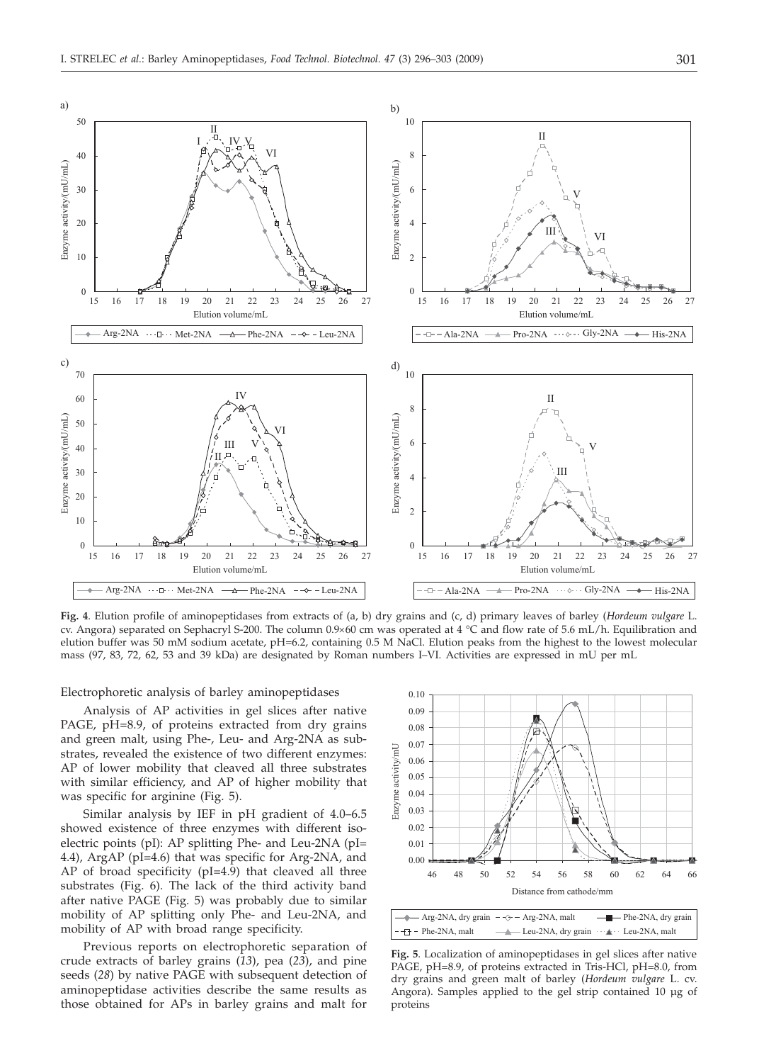**Fig. 4**. Elution profile of aminopeptidases from extracts of (a, b) dry grains and (c, d) primary leaves of barley (*Hordeum vulgare* L. cv. Angora) separated on Sephacryl S-200. The column 0.9×60 cm was operated at 4 °C and flow rate of 5.6 mL/h. Equilibration and elution buffer was 50 mM sodium acetate, pH=6.2, containing 0.5 M NaCl. Elution peaks from the highest to the lowest molecular mass (97, 83, 72, 62, 53 and 39 kDa) are designated by Roman numbers I–VI. Activities are expressed in mU per mL

Electrophoretic analysis of barley aminopeptidases

Analysis of AP activities in gel slices after native PAGE, pH=8.9, of proteins extracted from dry grains and green malt, using Phe-, Leu- and Arg-2NA as substrates, revealed the existence of two different enzymes: AP of lower mobility that cleaved all three substrates with similar efficiency, and AP of higher mobility that was specific for arginine (Fig. 5).

Similar analysis by IEF in pH gradient of 4.0–6.5 showed existence of three enzymes with different isoelectric points (pI): AP splitting Phe- and Leu-2NA (pI=4.4), ArgAP (pI=4.6) that was specific for Arg-2NA, and AP of broad specificity (pI=4.9) that cleaved all three substrates (Fig. 6). The lack of the third activity band after native PAGE (Fig. 5) was probably due to similar mobility of AP splitting only Phe- and Leu-2NA, and mobility of AP with broad range specificity.

Previous reports on electrophoretic separation of crude extracts of barley grains (*13*), pea (*23*), and pine seeds (*28*) by native PAGE with subsequent detection of aminopeptidase activities describe the same results as those obtained for APs in barley grains and malt for

**Fig. 5**. Localization of aminopeptidases in gel slices after native PAGE, pH=8.9, of proteins extracted in Tris-HCl, pH=8.0, from dry grains and green malt of barley (*Hordeum vulgare* L. cv. Angora). Samples applied to the gel strip contained 10 μg of proteins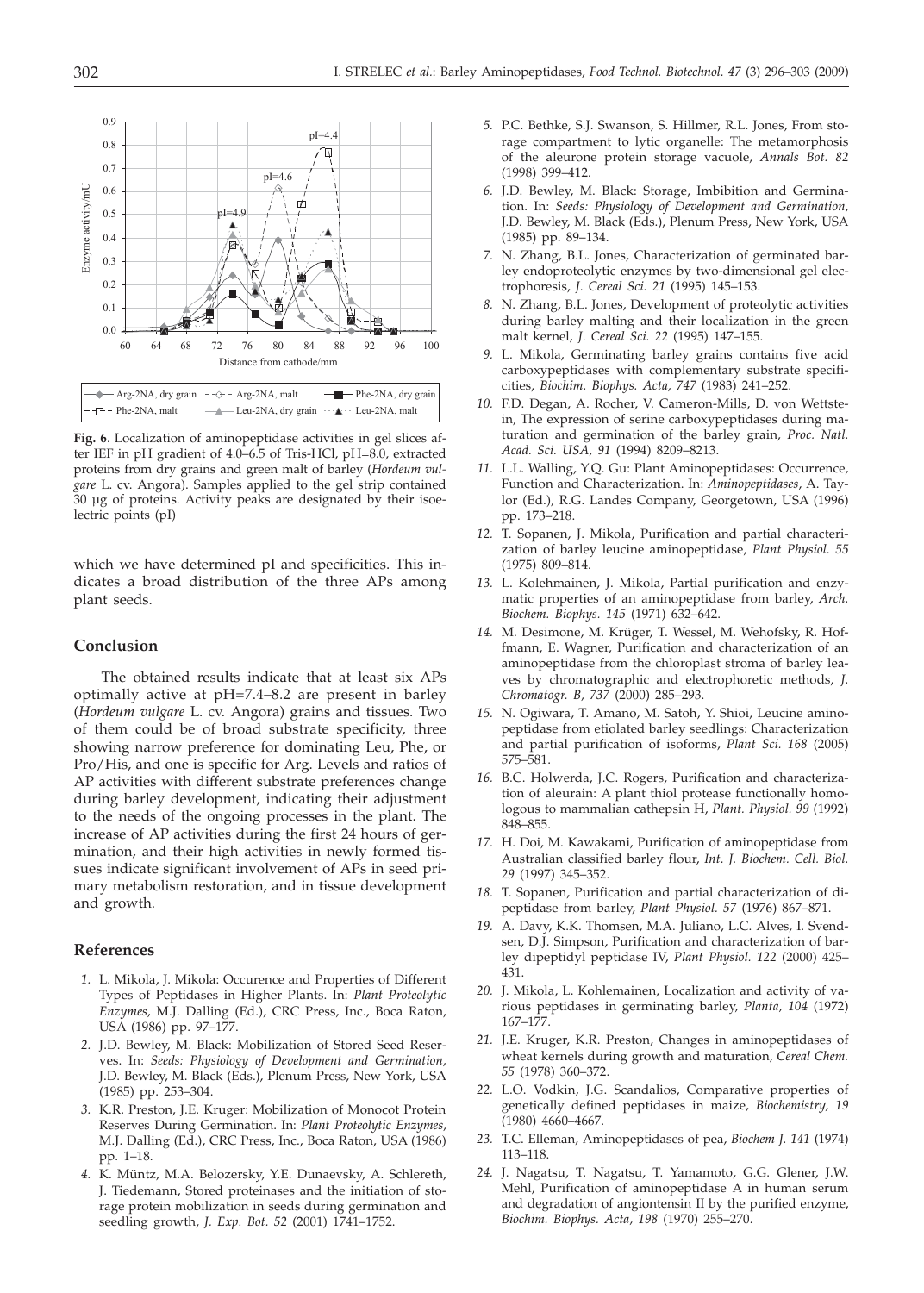**Fig. 6**. Localization of aminopeptidase activities in gel slices after IEF in pH gradient of 4.0–6.5 of Tris-HCl, pH=8.0, extracted proteins from dry grains and green malt of barley (*Hordeum vulgare* L. cv. Angora). Samples applied to the gel strip contained 30 µg of proteins. Activity peaks are designated by their isoelectric points (pI)

which we have determined pI and specificities. This indicates a broad distribution of the three APs among plant seeds.

## Conclusion

The obtained results indicate that at least six APs optimally active at pH=7.4–8.2 are present in barley (*Hordeum vulgare* L. cv. Angora) grains and tissues. Two of them could be of broad substrate specificity, three showing narrow preference for dominating Leu, Phe, or Pro/His, and one is specific for Arg. Levels and ratios of AP activities with different substrate preferences change during barley development, indicating their adjustment to the needs of the ongoing processes in the plant. The increase of AP activities during the first 24 hours of germination, and their high activities in newly formed tissues indicate significant involvement of APs in seed primary metabolism restoration, and in tissue development and growth.

## References

1. L. Mikola, J. Mikola: Occurence and Properties of Different Types of Peptidases in Higher Plants. In: *Plant Proteolytic Enzymes*, M.J. Dalling (Ed.), CRC Press, Inc., Boca Raton, USA (1986) pp. 97–177.
2. J.D. Bewley, M. Black: Mobilization of Stored Seed Reserves. In: *Seeds: Physiology of Development and Germination*, J.D. Bewley, M. Black (Eds.), Plenum Press, New York, USA (1985) pp. 253–304.
3. K.R. Preston, J.E. Kruger: Mobilization of Monocot Protein Reserves During Germination. In: *Plant Proteolytic Enzymes*, M.J. Dalling (Ed.), CRC Press, Inc., Boca Raton, USA (1986) pp. 1–18.
4. K. Müntz, M.A. Belozersky, Y.E. Dunaevsky, A. Schlereth, J. Tiedemann, Stored proteinases and the initiation of storage protein mobilization in seeds during germination and seedling growth, *J. Exp. Bot. 52* (2001) 1741–1752.
5. P.C. Bethke, S.J. Swanson, S. Hillmer, R.L. Jones, From storage compartment to lytic organelle: The metamorphosis of the aleurone protein storage vacuole, *Annals Bot. 82* (1998) 399–412.
6. J.D. Bewley, M. Black: Storage, Imbibition and Germination. In: *Seeds: Physiology of Development and Germination*, J.D. Bewley, M. Black (Eds.), Plenum Press, New York, USA (1985) pp. 89–134.
7. N. Zhang, B.L. Jones, Characterization of germinated barley endoproteolytic enzymes by two-dimensional gel electrophoresis, *J. Cereal Sci. 21* (1995) 145–153.
8. N. Zhang, B.L. Jones, Development of proteolytic activities during barley malting and their localization in the green malt kernel, *J. Cereal Sci. 22* (1995) 147–155.
9. L. Mikola, Germinating barley grains contains five acid carboxypeptidases with complementary substrate specificities, *Biochim. Biophys. Acta, 747* (1983) 241–252.
10. F.D. Degan, A. Rocher, V. Cameron-Mills, D. von Wettstein, The expression of serine carboxypeptidases during maturation and germination of the barley grain, *Proc. Natl. Acad. Sci. USA, 91* (1994) 8209–8213.
11. L.L. Walling, Y.Q. Gu: Plant Aminopeptidases: Occurrence, Function and Characterization. In: *Aminopeptidases*, A. Taylor (Ed.), R.G. Landes Company, Georgetown, USA (1996) pp. 173–218.
12. T. Sopanen, J. Mikola, Purification and partial characterization of barley leucine aminopeptidase, *Plant Physiol. 55* (1975) 809–814.
13. L. Kolehmainen, J. Mikola, Partial purification and enzymatic properties of an aminopeptidase from barley, *Arch. Biochem. Biophys. 145* (1971) 632–642.
14. M. Desimone, M. Krüger, T. Wessel, M. Wehofsky, R. Hoffmann, E. Wagner, Purification and characterization of an aminopeptidase from the chloroplast stroma of barley leaves by chromatographic and electrophoretic methods, *J. Chromatogr. B, 737* (2000) 285–293.
15. N. Ogiwara, T. Amano, M. Satoh, Y. Shioi, Leucine aminopeptidase from etiolated barley seedlings: Characterization and partial purification of isoforms, *Plant Sci. 168* (2005) 575–581.
16. B.C. Holwerda, J.C. Rogers, Purification and characterization of aleurain: A plant thiol protease functionally homologous to mammalian cathepsin H, *Plant. Physiol. 99* (1992) 848–855.
17. H. Doi, M. Kawakami, Purification of aminopeptidase from Australian classified barley flour, *Int. J. Biochem. Cell. Biol. 29* (1997) 345–352.
18. T. Sopanen, Purification and partial characterization of dipeptidase from barley, *Plant Physiol. 57* (1976) 867–871.
19. A. Davy, K.K. Thomsen, M.A. Juliano, L.C. Alves, I. Svendsen, D.J. Simpson, Purification and characterization of barley dipeptidyl peptidase IV, *Plant Physiol. 122* (2000) 425–431.
20. J. Mikola, L. Kohlemainen, Localization and activity of various peptidases in germinating barley, *Planta, 104* (1972) 167–177.
21. J.E. Kruger, K.R. Preston, Changes in aminopeptidases of wheat kernels during growth and maturation, *Cereal Chem. 55* (1978) 360–372.
22. L.O. Vodkin, J.G. Scandalios, Comparative properties of genetically defined peptidases in maize, *Biochemistry, 19* (1980) 4660–4667.
23. T.C. Elleman, Aminopeptidases of pea, *Biochem J. 141* (1974) 113–118.
24. J. Nagatsu, T. Nagatsu, T. Yamamoto, G.G. Glener, J.W. Mehl, Purification of aminopeptidase A in human serum and degradation of angiontensin II by the purified enzyme, *Biochim. Biophys. Acta, 198* (1970) 255–270.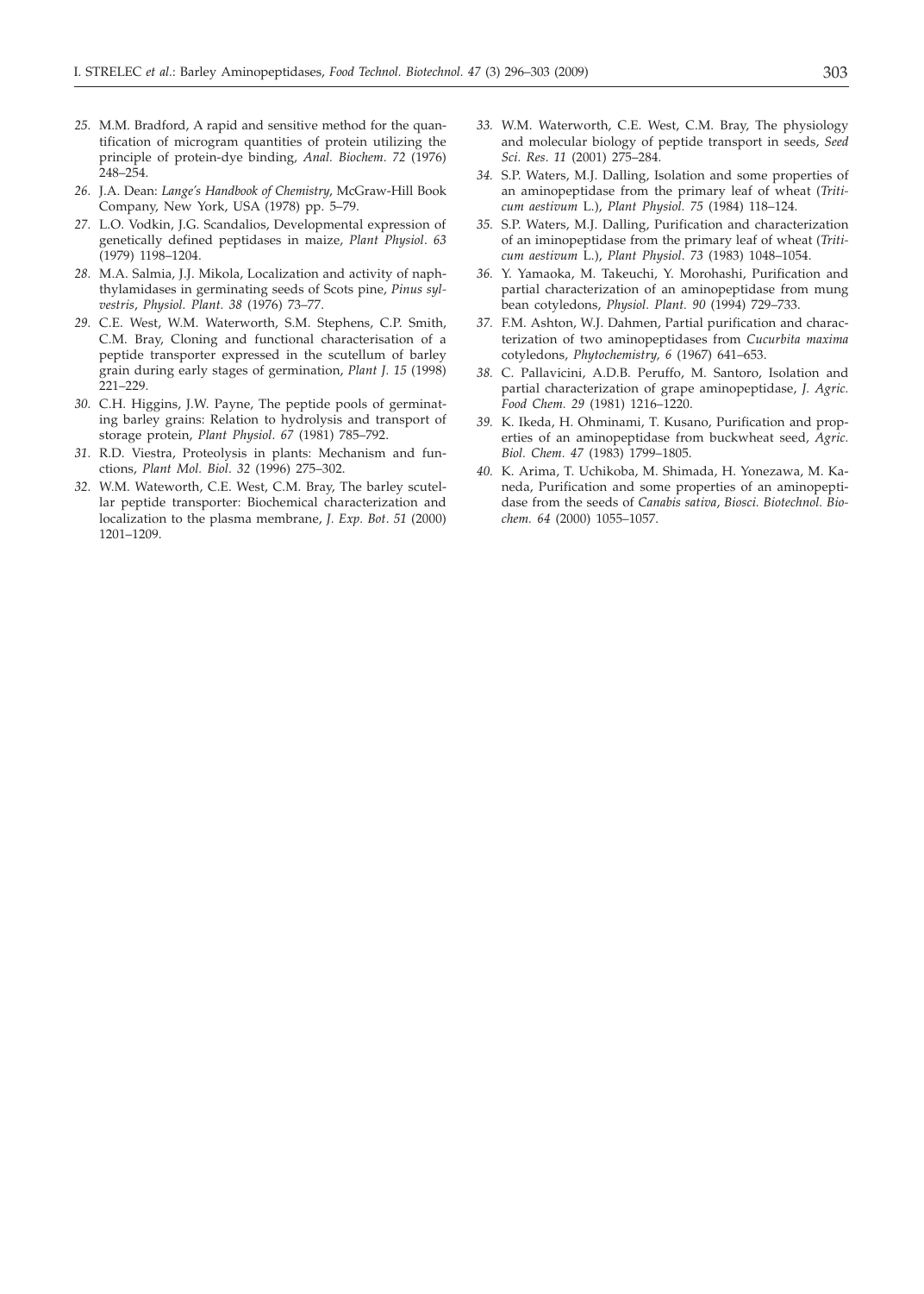*25.* M.M. Bradford, A rapid and sensitive method for the quantification of microgram quantities of protein utilizing the principle of protein-dye binding, *Anal. Biochem. 72* (1976) 248–254.

*26.* J.A. Dean: *Lange's Handbook of Chemistry*, McGraw-Hill Book Company, New York, USA (1978) pp. 5–79.

*27.* L.O. Vodkin, J.G. Scandalios, Developmental expression of genetically defined peptidases in maize, *Plant Physiol*. *63* (1979) 1198–1204.

*28.* M.A. Salmia, J.J. Mikola, Localization and activity of naphthylamidases in germinating seeds of Scots pine, *Pinus sylvestris*, *Physiol. Plant. 38* (1976) 73–77.

*29.* C.E. West, W.M. Waterworth, S.M. Stephens, C.P. Smith, C.M. Bray, Cloning and functional characterisation of a peptide transporter expressed in the scutellum of barley grain during early stages of germination, *Plant J*. *15* (1998) 221–229.

*30.* C.H. Higgins, J.W. Payne, The peptide pools of germinating barley grains: Relation to hydrolysis and transport of storage protein, *Plant Physiol*. *67* (1981) 785–792.

*31.* R.D. Viestra, Proteolysis in plants: Mechanism and functions, *Plant Mol. Biol*. *32* (1996) 275–302.

*32.* W.M. Wateworth, C.E. West, C.M. Bray, The barley scutellar peptide transporter: Biochemical characterization and localization to the plasma membrane, *J. Exp. Bot*. *51* (2000) 1201–1209.

*33.* W.M. Waterworth, C.E. West, C.M. Bray, The physiology and molecular biology of peptide transport in seeds, *Seed Sci. Res*. *11* (2001) 275–284.

*34.* S.P. Waters, M.J. Dalling, Isolation and some properties of an aminopeptidase from the primary leaf of wheat (*Triticum aestivum* L.), *Plant Physiol. 75* (1984) 118–124.

*35.* S.P. Waters, M.J. Dalling, Purification and characterization of an iminopeptidase from the primary leaf of wheat (*Triticum aestivum* L.), *Plant Physiol*. *73* (1983) 1048–1054.

*36.* Y. Yamaoka, M. Takeuchi, Y. Morohashi, Purification and partial characterization of an aminopeptidase from mung bean cotyledons, *Physiol. Plant. 90* (1994) 729–733.

*37.* F.M. Ashton, W.J. Dahmen, Partial purification and characterization of two aminopeptidases from *Cucurbita maxima* cotyledons, *Phytochemistry, 6* (1967) 641–653.

*38.* C. Pallavicini, A.D.B. Peruffo, M. Santoro, Isolation and partial characterization of grape aminopeptidase, *J. Agric. Food Chem. 29* (1981) 1216–1220.

*39.* K. Ikeda, H. Ohminami, T. Kusano, Purification and properties of an aminopeptidase from buckwheat seed, *Agric. Biol. Chem. 47* (1983) 1799–1805.

*40.* K. Arima, T. Uchikoba, M. Shimada, H. Yonezawa, M. Kaneda, Purification and some properties of an aminopeptidase from the seeds of *Canabis sativa*, *Biosci. Biotechnol. Biochem. 64* (2000) 1055–1057.